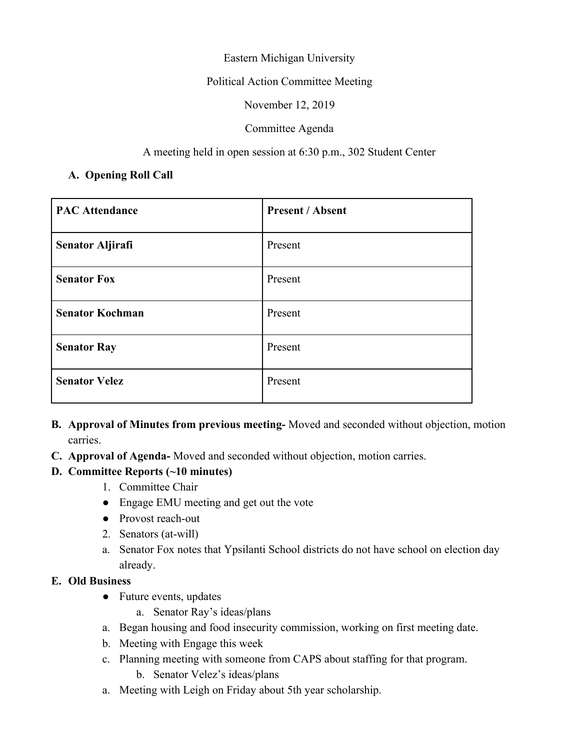Eastern Michigan University

Political Action Committee Meeting

November 12, 2019

Committee Agenda

A meeting held in open session at 6:30 p.m., 302 Student Center

**A. Opening Roll Call**

| **PAC Attendance** | **Present / Absent** |
|---|---|
| **Senator Aljirafi** | Present |
| **Senator Fox** | Present |
| **Senator Kochman** | Present |
| **Senator Ray** | Present |
| **Senator Velez** | Present |

**B. Approval of Minutes from previous meeting-** Moved and seconded without objection, motion carries.

**C. Approval of Agenda-** Moved and seconded without objection, motion carries.

**D. Committee Reports (~10 minutes)**

1. Committee Chair
   - Engage EMU meeting and get out the vote
   - Provost reach-out
2. Senators (at-will)
   a. Senator Fox notes that Ypsilanti School districts do not have school on election day already.

**E. Old Business**

- Future events, updates
  a. Senator Ray's ideas/plans
    a. Began housing and food insecurity commission, working on first meeting date.
    b. Meeting with Engage this week
    c. Planning meeting with someone from CAPS about staffing for that program.
  b. Senator Velez's ideas/plans
    a. Meeting with Leigh on Friday about 5th year scholarship.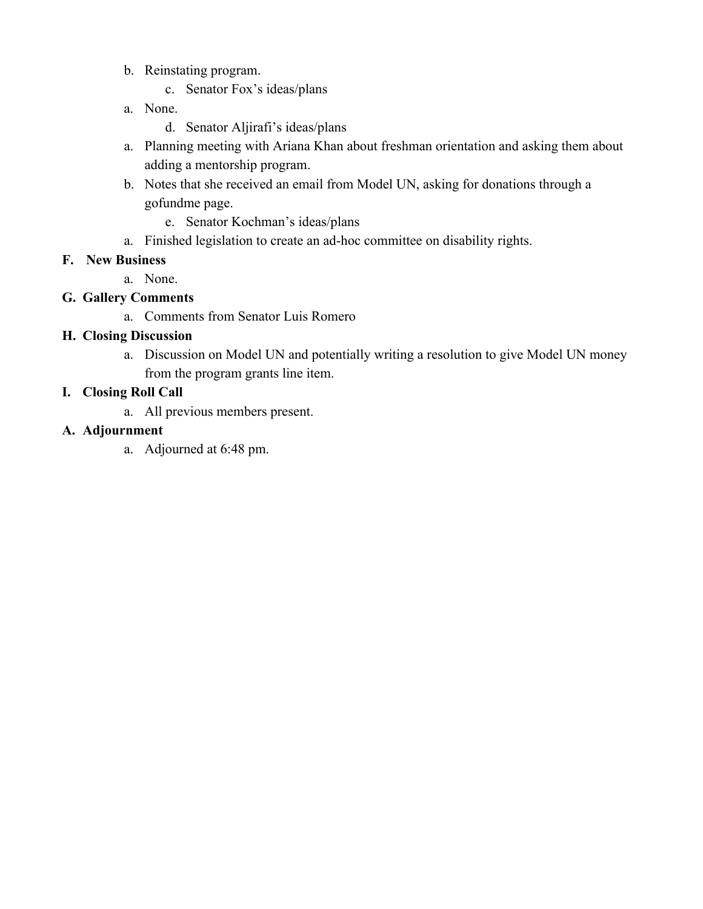b. Reinstating program.

      c. Senator Fox's ideas/plans

   a. None.

      d. Senator Aljirafi's ideas/plans

   a. Planning meeting with Ariana Khan about freshman orientation and asking them about adding a mentorship program.
   b. Notes that she received an email from Model UN, asking for donations through a gofundme page.

      e. Senator Kochman's ideas/plans

   a. Finished legislation to create an ad-hoc committee on disability rights.

**F. New Business**

   a. None.

**G. Gallery Comments**

   a. Comments from Senator Luis Romero

**H. Closing Discussion**

   a. Discussion on Model UN and potentially writing a resolution to give Model UN money from the program grants line item.

**I. Closing Roll Call**

   a. All previous members present.

**A. Adjournment**

   a. Adjourned at 6:48 pm.